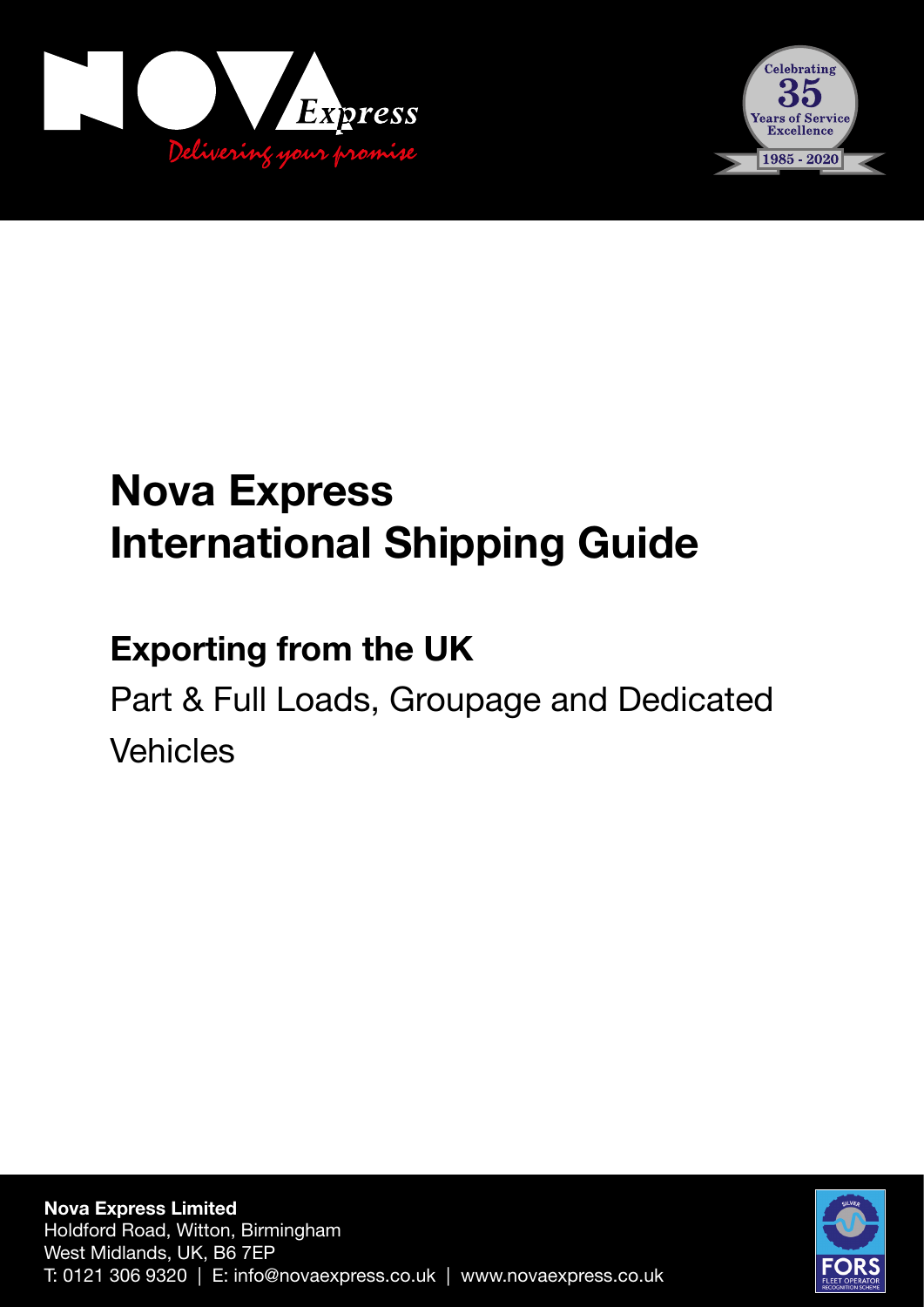NOVA Express

*Delivering your promise*

Celebrating 35 Years of Service Excellence 1985 - 2020

# Nova Express International Shipping Guide

## Exporting from the UK

Part & Full Loads, Groupage and Dedicated Vehicles

**Nova Express Limited**
Holdford Road, Witton, Birmingham
West Midlands, UK, B6 7EP
T: 0121 306 9320 | E: info@novaexpress.co.uk | www.novaexpress.co.uk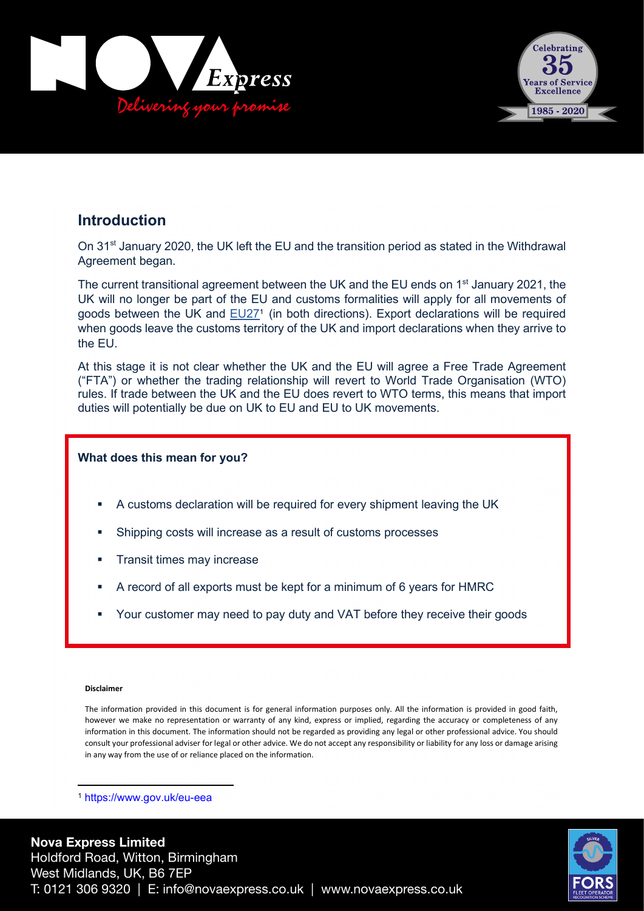## Introduction

On 31st January 2020, the UK left the EU and the transition period as stated in the Withdrawal Agreement began.

The current transitional agreement between the UK and the EU ends on 1st January 2021, the UK will no longer be part of the EU and customs formalities will apply for all movements of goods between the UK and EU27[1] (in both directions). Export declarations will be required when goods leave the customs territory of the UK and import declarations when they arrive to the EU.

At this stage it is not clear whether the UK and the EU will agree a Free Trade Agreement ("FTA") or whether the trading relationship will revert to World Trade Organisation (WTO) rules. If trade between the UK and the EU does revert to WTO terms, this means that import duties will potentially be due on UK to EU and EU to UK movements.

**What does this mean for you?**

- A customs declaration will be required for every shipment leaving the UK
- Shipping costs will increase as a result of customs processes
- Transit times may increase
- A record of all exports must be kept for a minimum of 6 years for HMRC
- Your customer may need to pay duty and VAT before they receive their goods

**Disclaimer**

The information provided in this document is for general information purposes only. All the information is provided in good faith, however we make no representation or warranty of any kind, express or implied, regarding the accuracy or completeness of any information in this document. The information should not be regarded as providing any legal or other professional advice. You should consult your professional adviser for legal or other advice. We do not accept any responsibility or liability for any loss or damage arising in any way from the use of or reliance placed on the information.

[1] https://www.gov.uk/eu-eea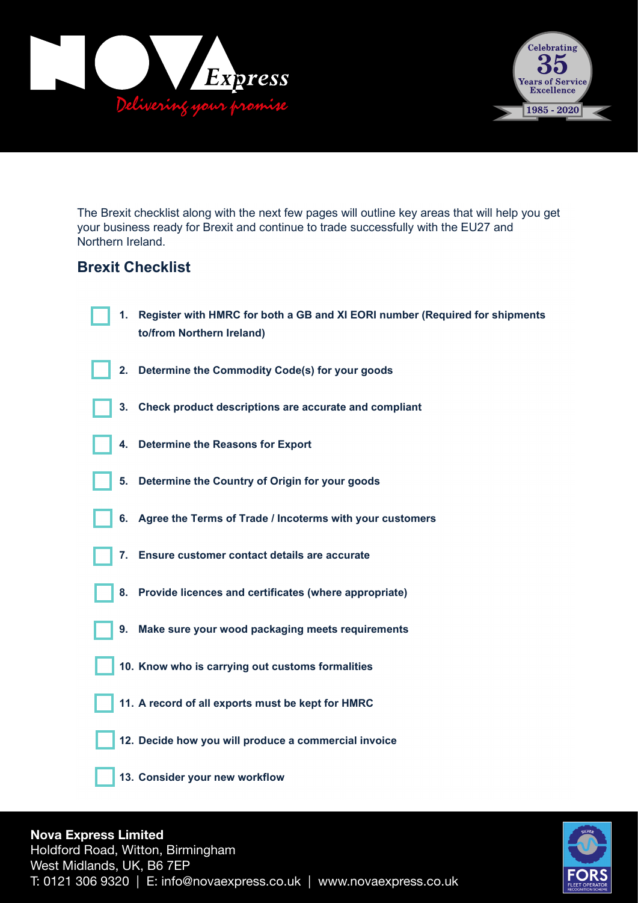The Brexit checklist along with the next few pages will outline key areas that will help you get your business ready for Brexit and continue to trade successfully with the EU27 and Northern Ireland.

## Brexit Checklist

- [ ] **1. Register with HMRC for both a GB and XI EORI number (Required for shipments to/from Northern Ireland)**
- [ ] **2. Determine the Commodity Code(s) for your goods**
- [ ] **3. Check product descriptions are accurate and compliant**
- [ ] **4. Determine the Reasons for Export**
- [ ] **5. Determine the Country of Origin for your goods**
- [ ] **6. Agree the Terms of Trade / Incoterms with your customers**
- [ ] **7. Ensure customer contact details are accurate**
- [ ] **8. Provide licences and certificates (where appropriate)**
- [ ] **9. Make sure your wood packaging meets requirements**
- [ ] **10. Know who is carrying out customs formalities**
- [ ] **11. A record of all exports must be kept for HMRC**
- [ ] **12. Decide how you will produce a commercial invoice**
- [ ] **13. Consider your new workflow**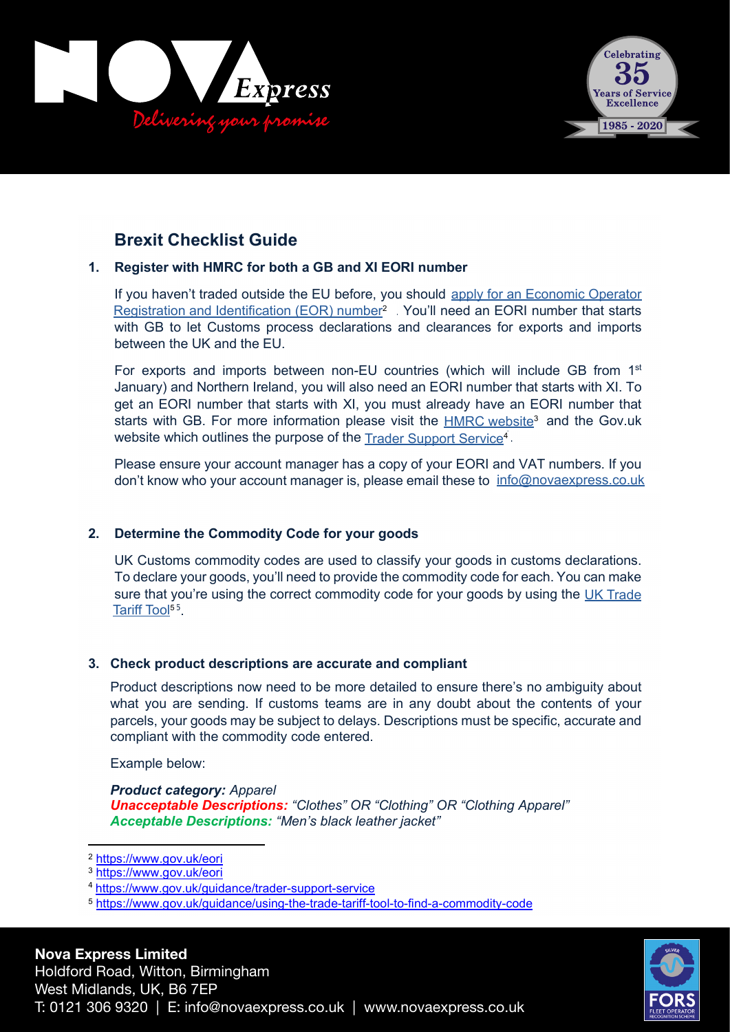## Brexit Checklist Guide

### 1. Register with HMRC for both a GB and XI EORI number

If you haven't traded outside the EU before, you should apply for an Economic Operator Registration and Identification (EOR) number[2]. You'll need an EORI number that starts with GB to let Customs process declarations and clearances for exports and imports between the UK and the EU.

For exports and imports between non-EU countries (which will include GB from 1st January) and Northern Ireland, you will also need an EORI number that starts with XI. To get an EORI number that starts with XI, you must already have an EORI number that starts with GB. For more information please visit the HMRC website[3] and the Gov.uk website which outlines the purpose of the Trader Support Service[4].

Please ensure your account manager has a copy of your EORI and VAT numbers. If you don't know who your account manager is, please email these to info@novaexpress.co.uk

### 2. Determine the Commodity Code for your goods

UK Customs commodity codes are used to classify your goods in customs declarations. To declare your goods, you'll need to provide the commodity code for each. You can make sure that you're using the correct commodity code for your goods by using the UK Trade Tariff Tool[5][5].

### 3. Check product descriptions are accurate and compliant

Product descriptions now need to be more detailed to ensure there's no ambiguity about what you are sending. If customs teams are in any doubt about the contents of your parcels, your goods may be subject to delays. Descriptions must be specific, accurate and compliant with the commodity code entered.

Example below:

***Product category:*** *Apparel*
***Unacceptable Descriptions:*** *"Clothes" OR "Clothing" OR "Clothing Apparel"*
***Acceptable Descriptions:*** *"Men's black leather jacket"*

---

[2] https://www.gov.uk/eori
[3] https://www.gov.uk/eori
[4] https://www.gov.uk/guidance/trader-support-service
[5] https://www.gov.uk/guidance/using-the-trade-tariff-tool-to-find-a-commodity-code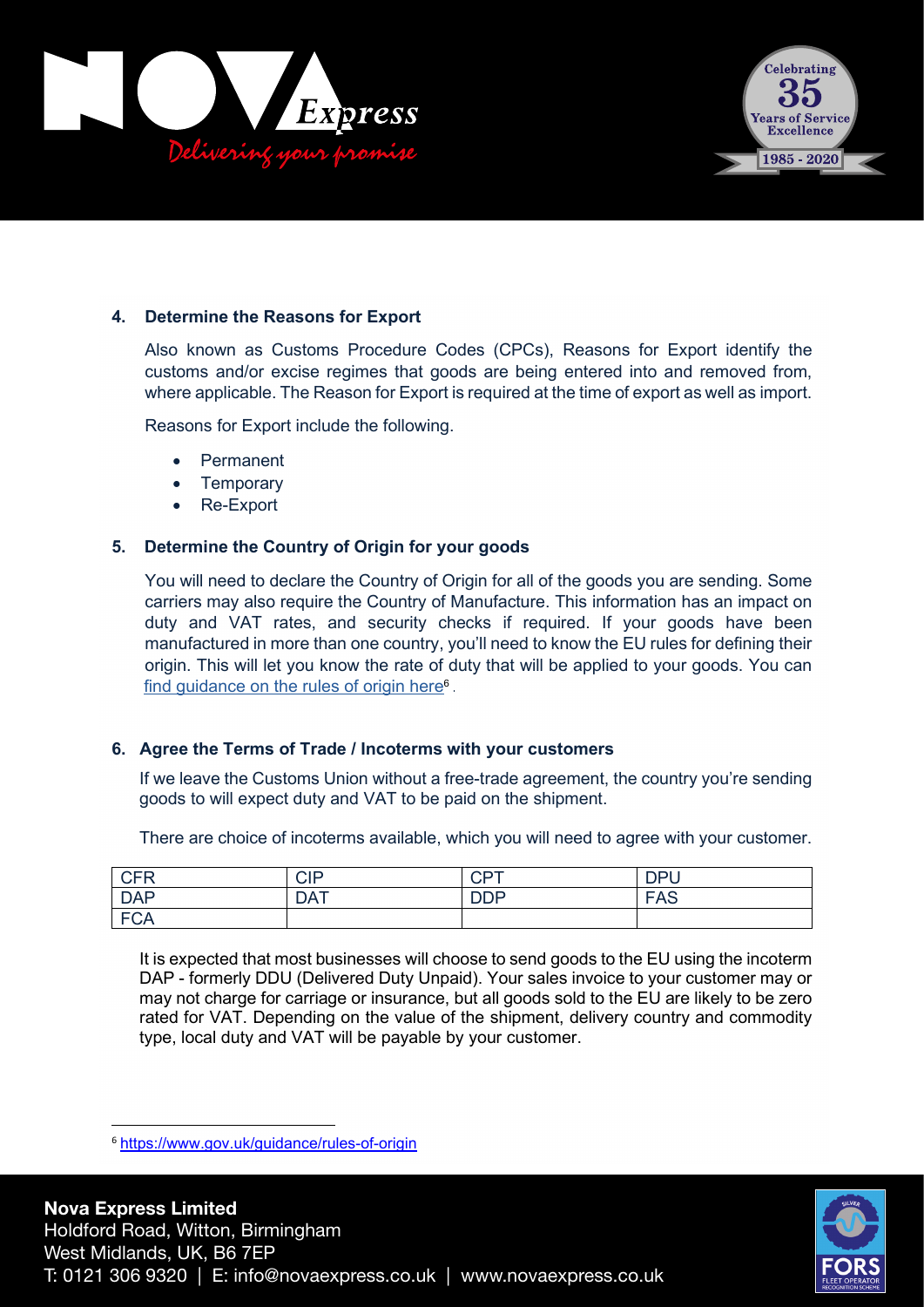### 4. Determine the Reasons for Export

Also known as Customs Procedure Codes (CPCs), Reasons for Export identify the customs and/or excise regimes that goods are being entered into and removed from, where applicable. The Reason for Export is required at the time of export as well as import.

Reasons for Export include the following.

- Permanent
- Temporary
- Re-Export

### 5. Determine the Country of Origin for your goods

You will need to declare the Country of Origin for all of the goods you are sending. Some carriers may also require the Country of Manufacture. This information has an impact on duty and VAT rates, and security checks if required. If your goods have been manufactured in more than one country, you'll need to know the EU rules for defining their origin. This will let you know the rate of duty that will be applied to your goods. You can [find guidance on the rules of origin here](https://www.gov.uk/guidance/rules-of-origin)[6].

### 6. Agree the Terms of Trade / Incoterms with your customers

If we leave the Customs Union without a free-trade agreement, the country you're sending goods to will expect duty and VAT to be paid on the shipment.

There are choice of incoterms available, which you will need to agree with your customer.

| CFR | CIP | CPT | DPU |
|---|---|---|---|
| DAP | DAT | DDP | FAS |
| FCA | | | |

It is expected that most businesses will choose to send goods to the EU using the incoterm DAP - formerly DDU (Delivered Duty Unpaid). Your sales invoice to your customer may or may not charge for carriage or insurance, but all goods sold to the EU are likely to be zero rated for VAT. Depending on the value of the shipment, delivery country and commodity type, local duty and VAT will be payable by your customer.

[6] https://www.gov.uk/guidance/rules-of-origin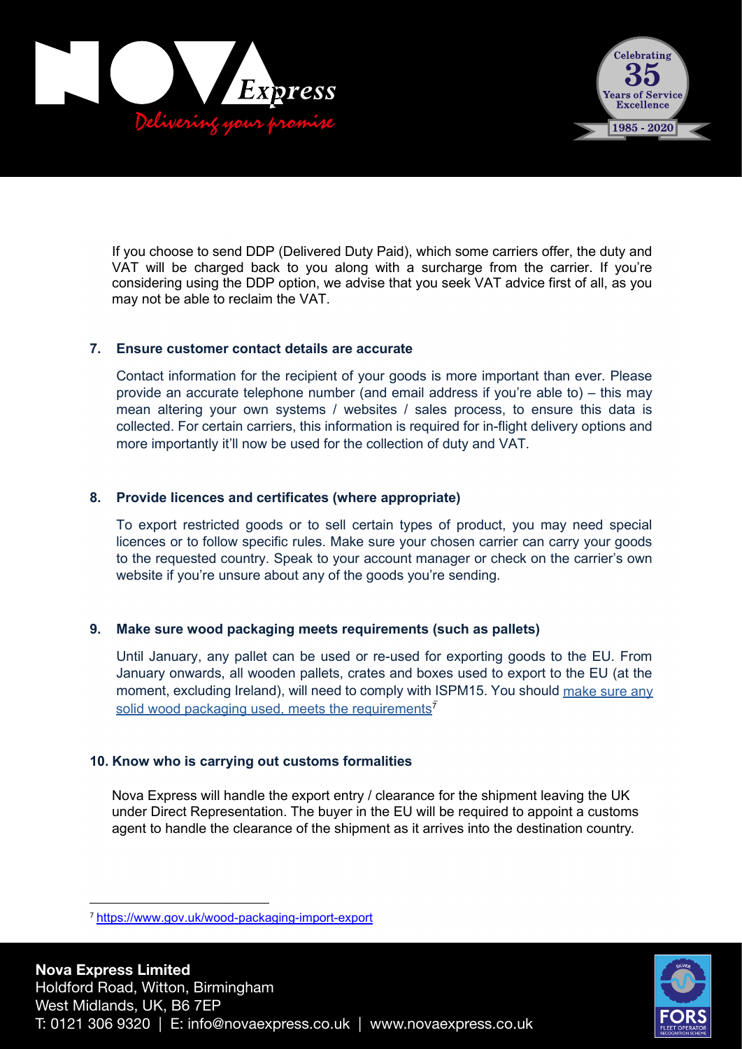If you choose to send DDP (Delivered Duty Paid), which some carriers offer, the duty and VAT will be charged back to you along with a surcharge from the carrier. If you're considering using the DDP option, we advise that you seek VAT advice first of all, as you may not be able to reclaim the VAT.

**7. Ensure customer contact details are accurate**

Contact information for the recipient of your goods is more important than ever. Please provide an accurate telephone number (and email address if you're able to) – this may mean altering your own systems / websites / sales process, to ensure this data is collected. For certain carriers, this information is required for in-flight delivery options and more importantly it'll now be used for the collection of duty and VAT.

**8. Provide licences and certificates (where appropriate)**

To export restricted goods or to sell certain types of product, you may need special licences or to follow specific rules. Make sure your chosen carrier can carry your goods to the requested country. Speak to your account manager or check on the carrier's own website if you're unsure about any of the goods you're sending.

**9. Make sure wood packaging meets requirements (such as pallets)**

Until January, any pallet can be used or re-used for exporting goods to the EU. From January onwards, all wooden pallets, crates and boxes used to export to the EU (at the moment, excluding Ireland), will need to comply with ISPM15. You should make sure any solid wood packaging used, meets the requirements[7]

**10. Know who is carrying out customs formalities**

Nova Express will handle the export entry / clearance for the shipment leaving the UK under Direct Representation. The buyer in the EU will be required to appoint a customs agent to handle the clearance of the shipment as it arrives into the destination country.

[7] https://www.gov.uk/wood-packaging-import-export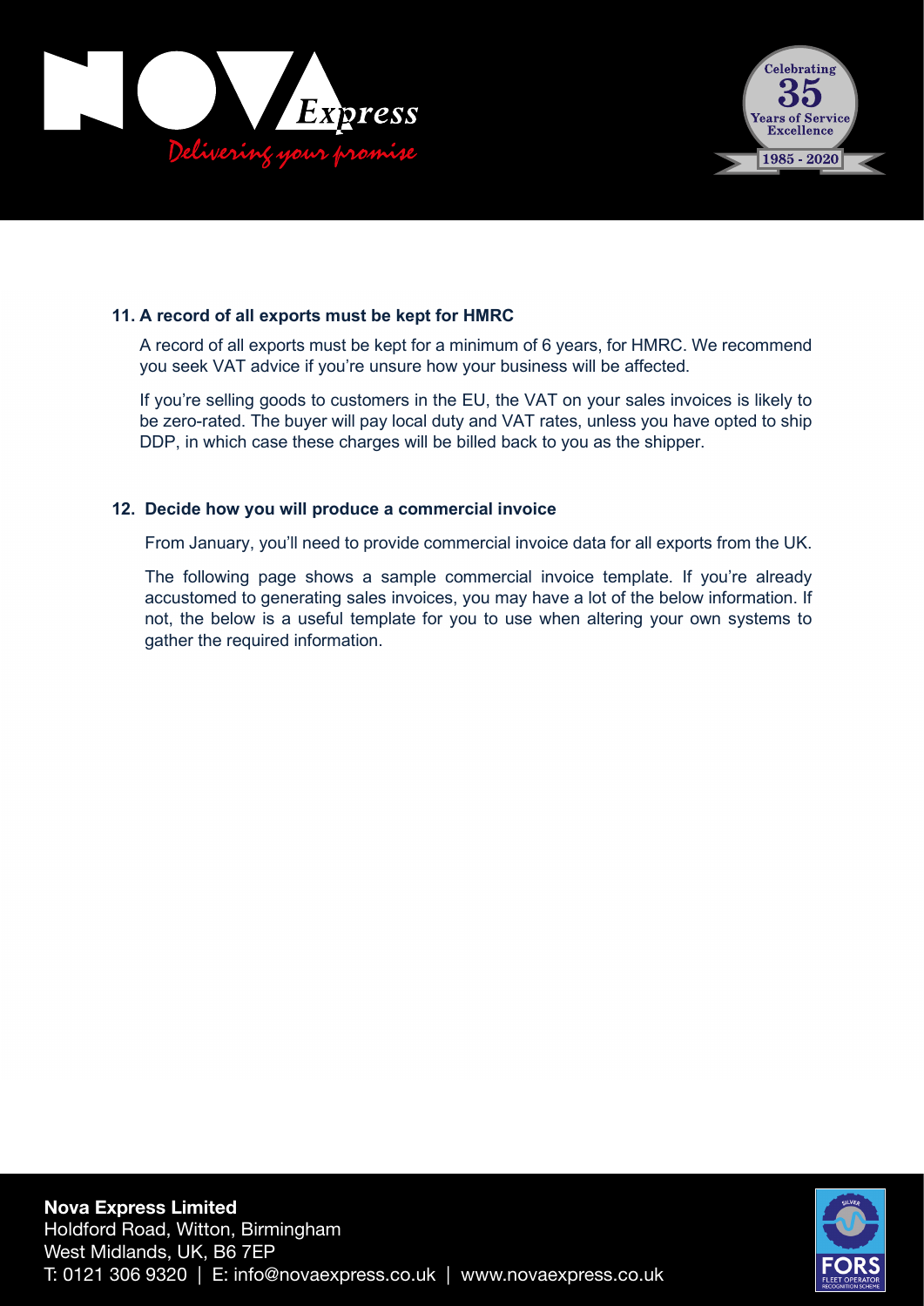### 11. A record of all exports must be kept for HMRC

A record of all exports must be kept for a minimum of 6 years, for HMRC. We recommend you seek VAT advice if you're unsure how your business will be affected.

If you're selling goods to customers in the EU, the VAT on your sales invoices is likely to be zero-rated. The buyer will pay local duty and VAT rates, unless you have opted to ship DDP, in which case these charges will be billed back to you as the shipper.

### 12. Decide how you will produce a commercial invoice

From January, you'll need to provide commercial invoice data for all exports from the UK.

The following page shows a sample commercial invoice template. If you're already accustomed to generating sales invoices, you may have a lot of the below information. If not, the below is a useful template for you to use when altering your own systems to gather the required information.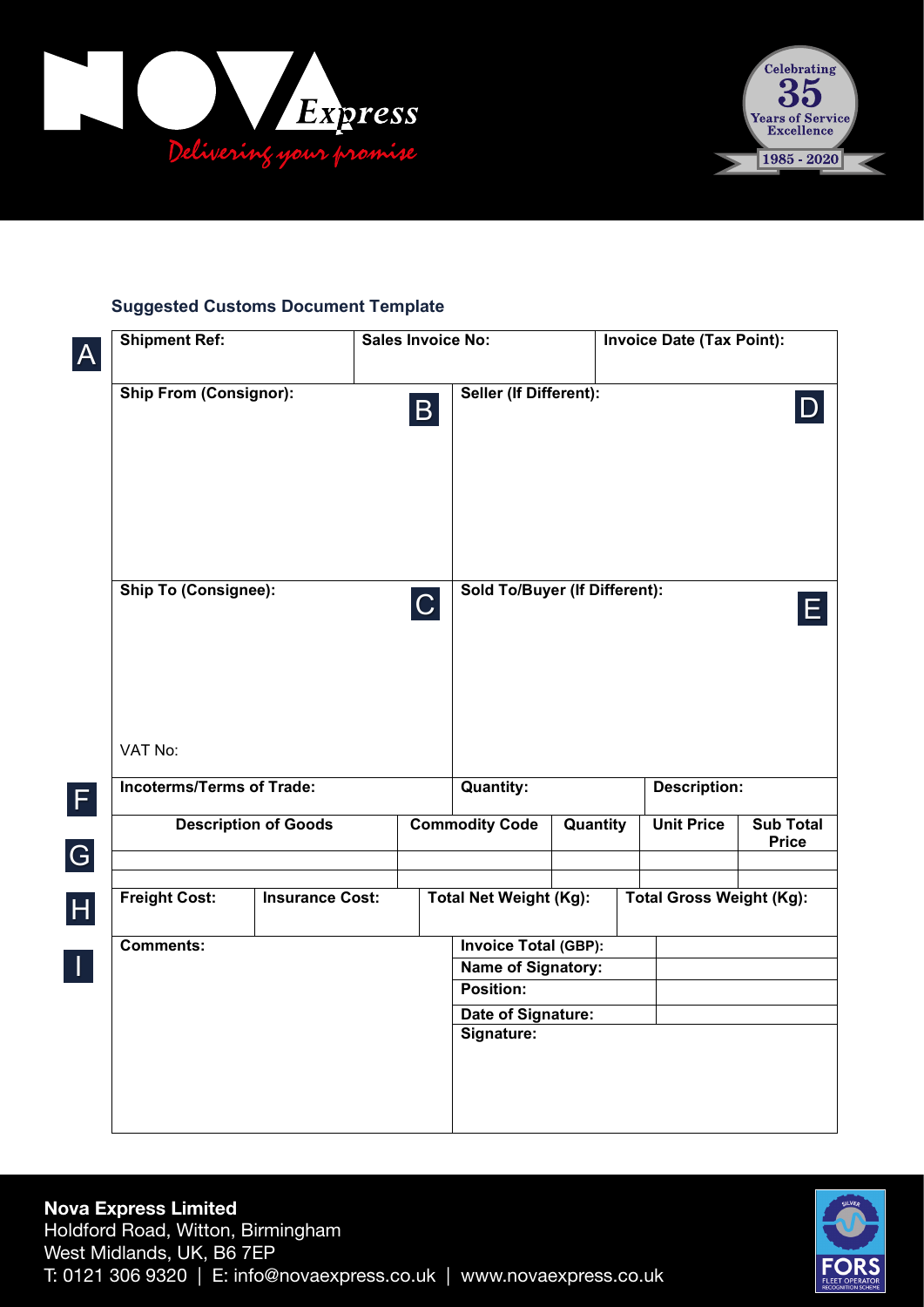Nova Express

*Delivering your promise*

Celebrating 35 Years of Service Excellence 1985 - 2020

### Suggested Customs Document Template

| A | | | | | | | |
|---|---|---|---|---|---|---|---|
| **Shipment Ref:** | | **Sales Invoice No:** | | | **Invoice Date (Tax Point):** | | |
| **Ship From (Consignor):** B | | | **Seller (If Different):** D | | | | |
| **Ship To (Consignee):** C<br><br>VAT No: | | | **Sold To/Buyer (If Different):** E | | | | |
| F **Incoterms/Terms of Trade:** | | | **Quantity:** | | **Description:** | | |
| G **Description of Goods** | | **Commodity Code** | | **Quantity** | **Unit Price** | **Sub Total Price** | |
| | | | | | | | |
| | | | | | | | |
| H **Freight Cost:** | **Insurance Cost:** | **Total Net Weight (Kg):** | | **Total Gross Weight (Kg):** | | | |
| I **Comments:** | | | **Invoice Total (GBP):** | | | | |
| | | | **Name of Signatory:** | | | | |
| | | | **Position:** | | | | |
| | | | **Date of Signature:** | | | | |
| | | | **Signature:** | | | | |

**Nova Express Limited**
Holdford Road, Witton, Birmingham
West Midlands, UK, B6 7EP
T: 0121 306 9320 | E: info@novaexpress.co.uk | www.novaexpress.co.uk

SILVER FORS FLEET OPERATOR RECOGNITION SCHEME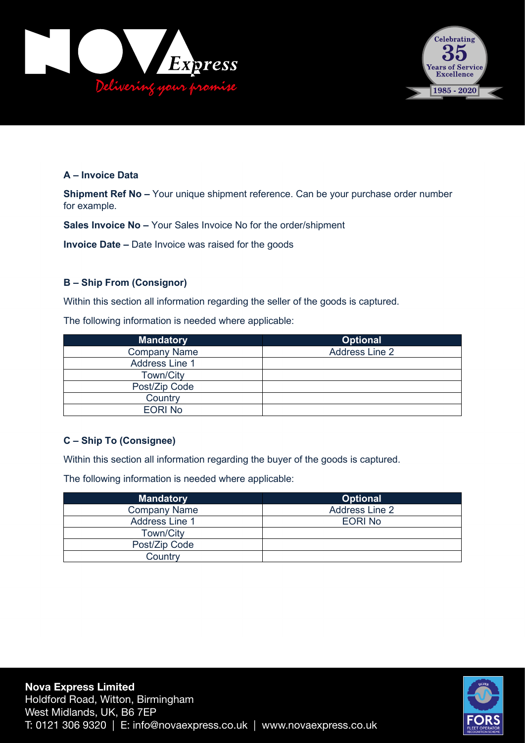**A – Invoice Data**

**Shipment Ref No –** Your unique shipment reference. Can be your purchase order number for example.

**Sales Invoice No –** Your Sales Invoice No for the order/shipment

**Invoice Date –** Date Invoice was raised for the goods

**B – Ship From (Consignor)**

Within this section all information regarding the seller of the goods is captured.

The following information is needed where applicable:

| Mandatory | Optional |
|---|---|
| Company Name | Address Line 2 |
| Address Line 1 | |
| Town/City | |
| Post/Zip Code | |
| Country | |
| EORI No | |

**C – Ship To (Consignee)**

Within this section all information regarding the buyer of the goods is captured.

The following information is needed where applicable:

| Mandatory | Optional |
|---|---|
| Company Name | Address Line 2 |
| Address Line 1 | EORI No |
| Town/City | |
| Post/Zip Code | |
| Country | |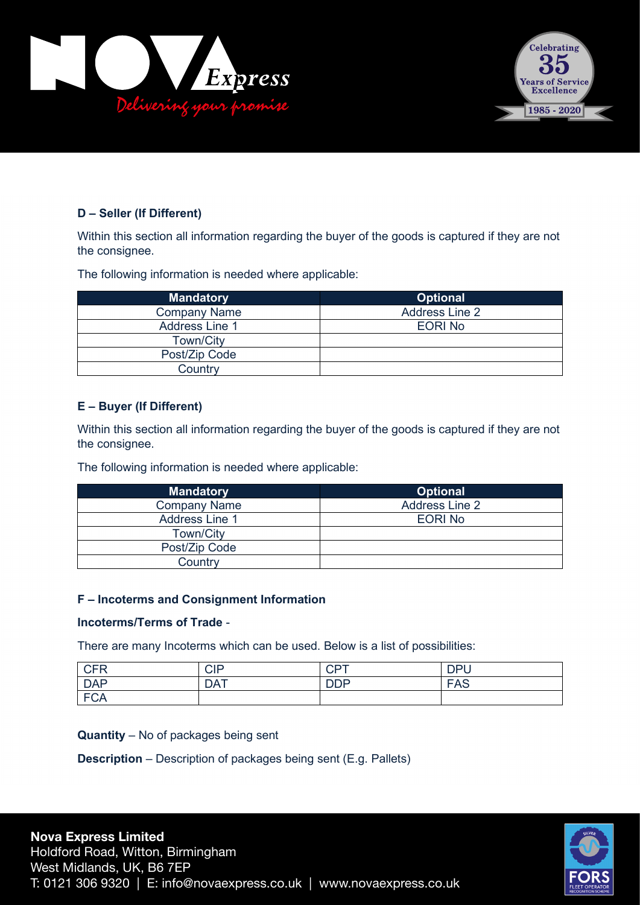**D – Seller (If Different)**

Within this section all information regarding the buyer of the goods is captured if they are not the consignee.

The following information is needed where applicable:

| Mandatory | Optional |
|---|---|
| Company Name | Address Line 2 |
| Address Line 1 | EORI No |
| Town/City | |
| Post/Zip Code | |
| Country | |

**E – Buyer (If Different)**

Within this section all information regarding the buyer of the goods is captured if they are not the consignee.

The following information is needed where applicable:

| Mandatory | Optional |
|---|---|
| Company Name | Address Line 2 |
| Address Line 1 | EORI No |
| Town/City | |
| Post/Zip Code | |
| Country | |

**F – Incoterms and Consignment Information**

**Incoterms/Terms of Trade** -

There are many Incoterms which can be used. Below is a list of possibilities:

| | | | |
|---|---|---|---|
| CFR | CIP | CPT | DPU |
| DAP | DAT | DDP | FAS |
| FCA | | | |

**Quantity** – No of packages being sent

**Description** – Description of packages being sent (E.g. Pallets)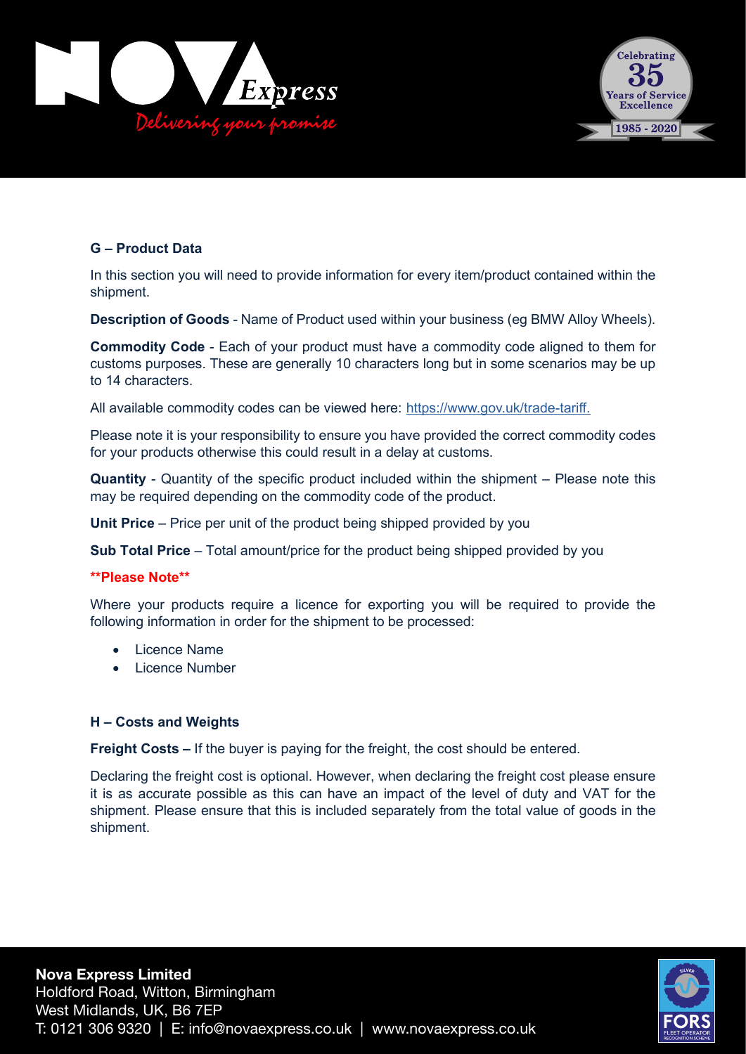### G – Product Data

In this section you will need to provide information for every item/product contained within the shipment.

**Description of Goods** - Name of Product used within your business (eg BMW Alloy Wheels).

**Commodity Code** - Each of your product must have a commodity code aligned to them for customs purposes. These are generally 10 characters long but in some scenarios may be up to 14 characters.

All available commodity codes can be viewed here: https://www.gov.uk/trade-tariff.

Please note it is your responsibility to ensure you have provided the correct commodity codes for your products otherwise this could result in a delay at customs.

**Quantity** - Quantity of the specific product included within the shipment – Please note this may be required depending on the commodity code of the product.

**Unit Price** – Price per unit of the product being shipped provided by you

**Sub Total Price** – Total amount/price for the product being shipped provided by you

**\*\*Please Note\*\***

Where your products require a licence for exporting you will be required to provide the following information in order for the shipment to be processed:

- Licence Name
- Licence Number

### H – Costs and Weights

**Freight Costs –** If the buyer is paying for the freight, the cost should be entered.

Declaring the freight cost is optional. However, when declaring the freight cost please ensure it is as accurate possible as this can have an impact of the level of duty and VAT for the shipment. Please ensure that this is included separately from the total value of goods in the shipment.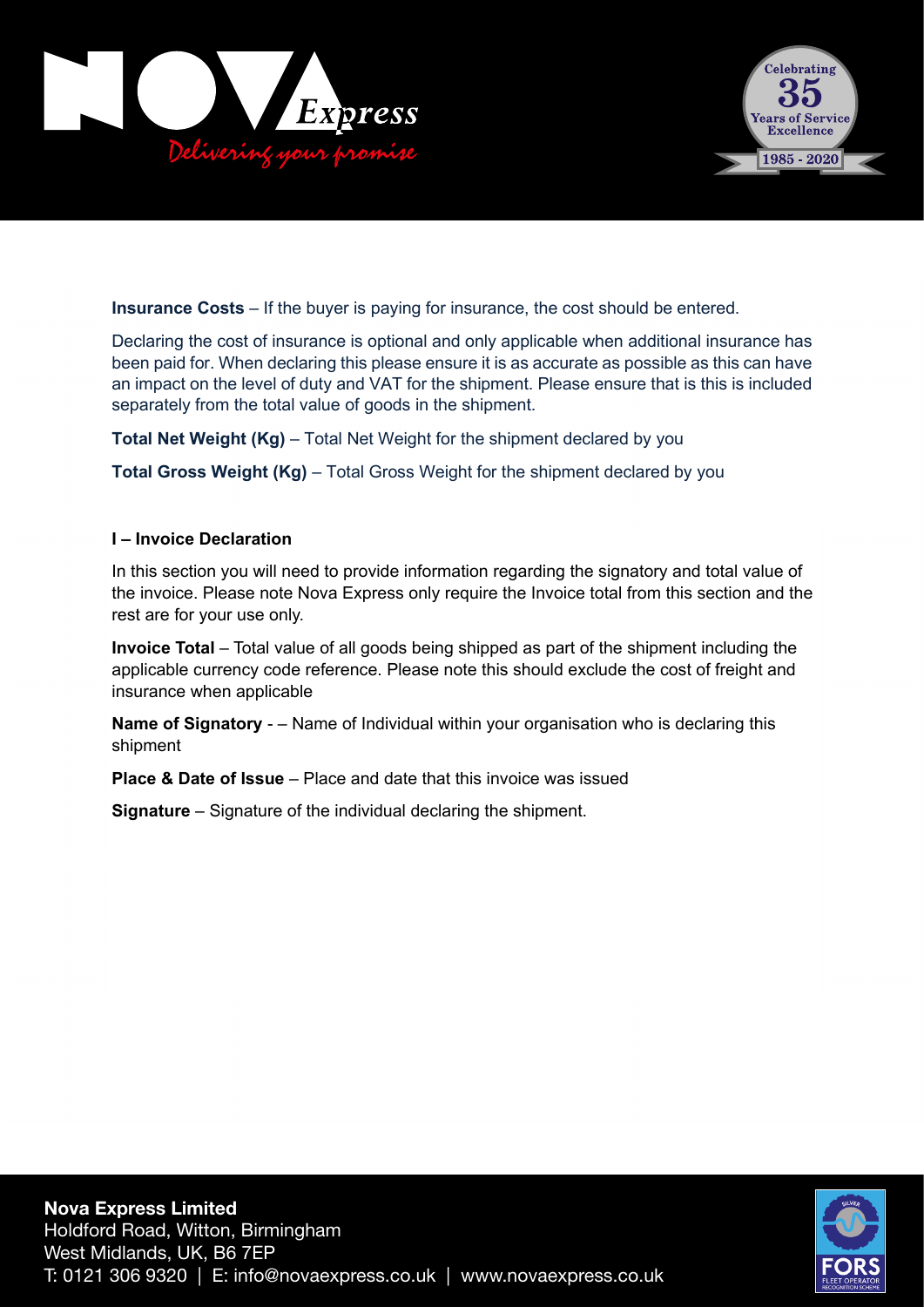**Insurance Costs** – If the buyer is paying for insurance, the cost should be entered.

Declaring the cost of insurance is optional and only applicable when additional insurance has been paid for. When declaring this please ensure it is as accurate as possible as this can have an impact on the level of duty and VAT for the shipment. Please ensure that is this is included separately from the total value of goods in the shipment.

**Total Net Weight (Kg)** – Total Net Weight for the shipment declared by you

**Total Gross Weight (Kg)** – Total Gross Weight for the shipment declared by you

**I – Invoice Declaration**

In this section you will need to provide information regarding the signatory and total value of the invoice. Please note Nova Express only require the Invoice total from this section and the rest are for your use only.

**Invoice Total** – Total value of all goods being shipped as part of the shipment including the applicable currency code reference. Please note this should exclude the cost of freight and insurance when applicable

**Name of Signatory** - – Name of Individual within your organisation who is declaring this shipment

**Place & Date of Issue** – Place and date that this invoice was issued

**Signature** – Signature of the individual declaring the shipment.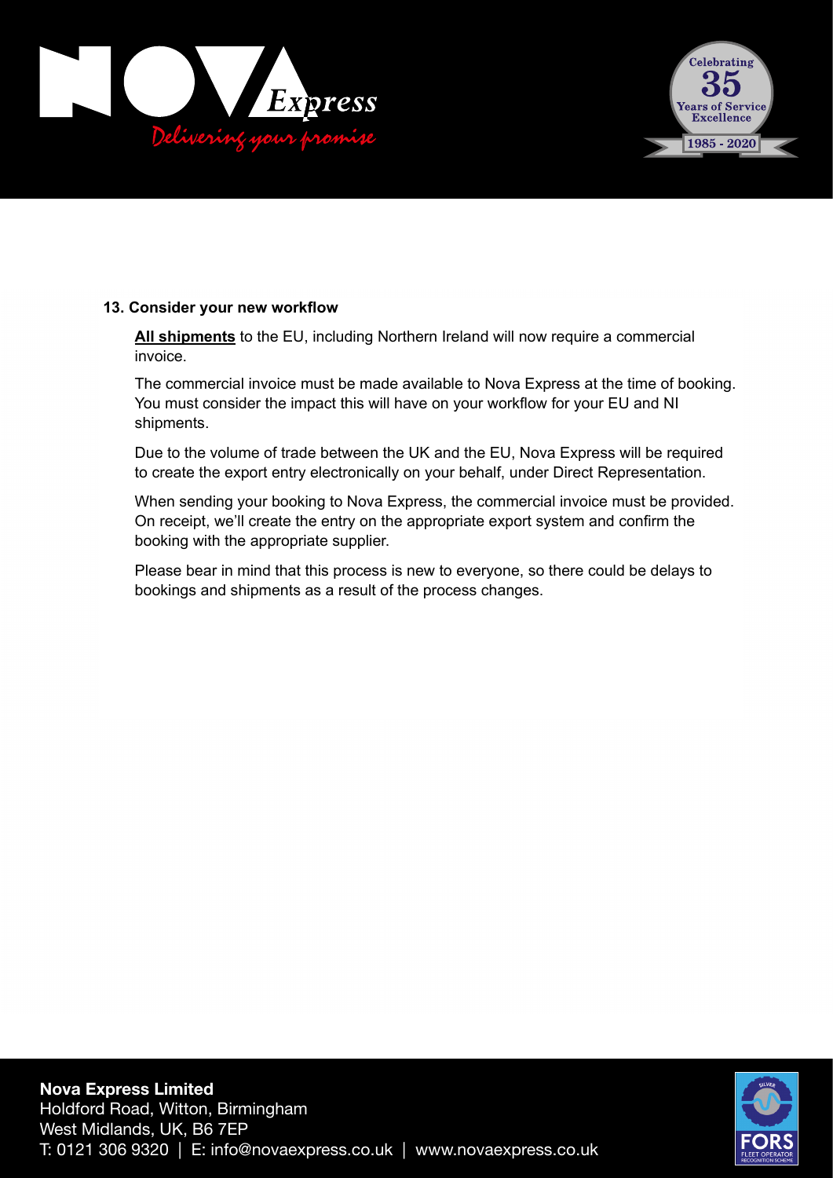### 13. Consider your new workflow

**All shipments** to the EU, including Northern Ireland will now require a commercial invoice.

The commercial invoice must be made available to Nova Express at the time of booking. You must consider the impact this will have on your workflow for your EU and NI shipments.

Due to the volume of trade between the UK and the EU, Nova Express will be required to create the export entry electronically on your behalf, under Direct Representation.

When sending your booking to Nova Express, the commercial invoice must be provided. On receipt, we'll create the entry on the appropriate export system and confirm the booking with the appropriate supplier.

Please bear in mind that this process is new to everyone, so there could be delays to bookings and shipments as a result of the process changes.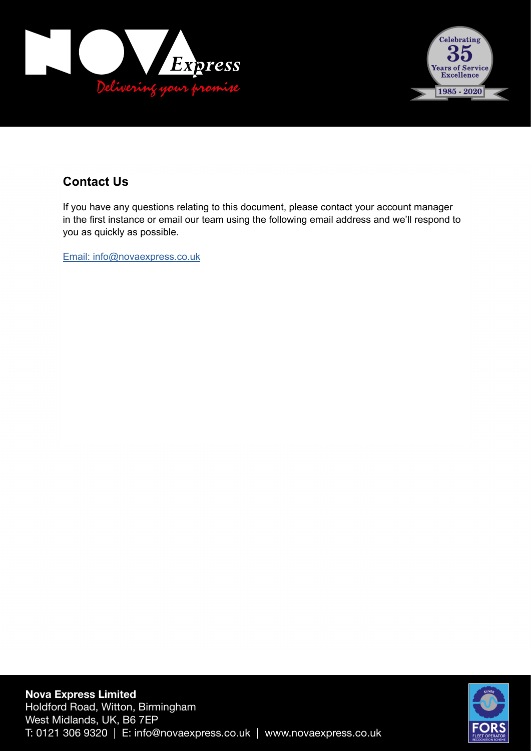## Contact Us

If you have any questions relating to this document, please contact your account manager in the first instance or email our team using the following email address and we'll respond to you as quickly as possible.

[Email: info@novaexpress.co.uk](mailto:info@novaexpress.co.uk)

**Nova Express Limited**
Holdford Road, Witton, Birmingham
West Midlands, UK, B6 7EP
T: 0121 306 9320 | E: info@novaexpress.co.uk | www.novaexpress.co.uk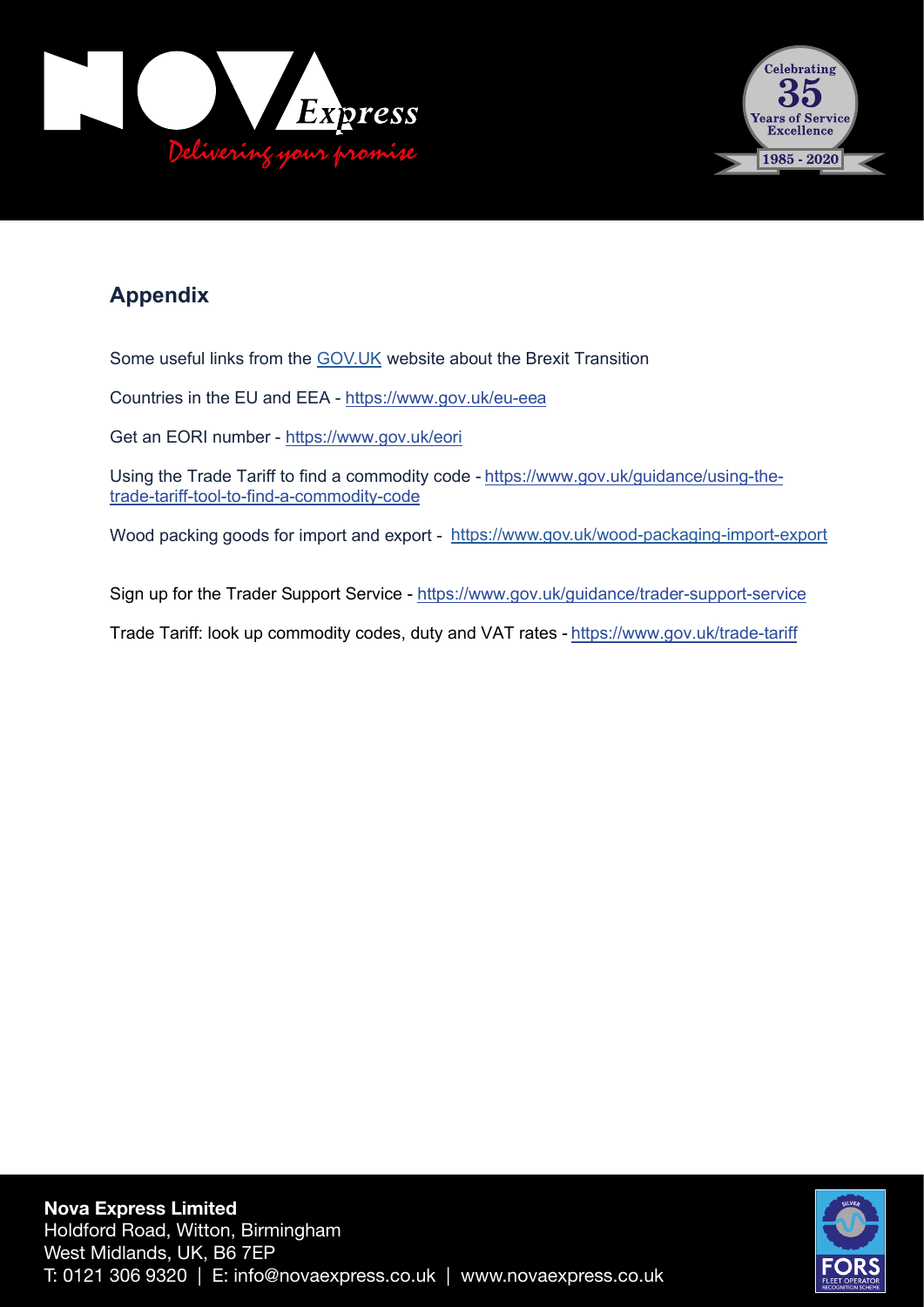## Appendix

Some useful links from the GOV.UK website about the Brexit Transition

Countries in the EU and EEA - https://www.gov.uk/eu-eea

Get an EORI number - https://www.gov.uk/eori

Using the Trade Tariff to find a commodity code - https://www.gov.uk/guidance/using-the-trade-tariff-tool-to-find-a-commodity-code

Wood packing goods for import and export - https://www.gov.uk/wood-packaging-import-export

Sign up for the Trader Support Service - https://www.gov.uk/guidance/trader-support-service

Trade Tariff: look up commodity codes, duty and VAT rates - https://www.gov.uk/trade-tariff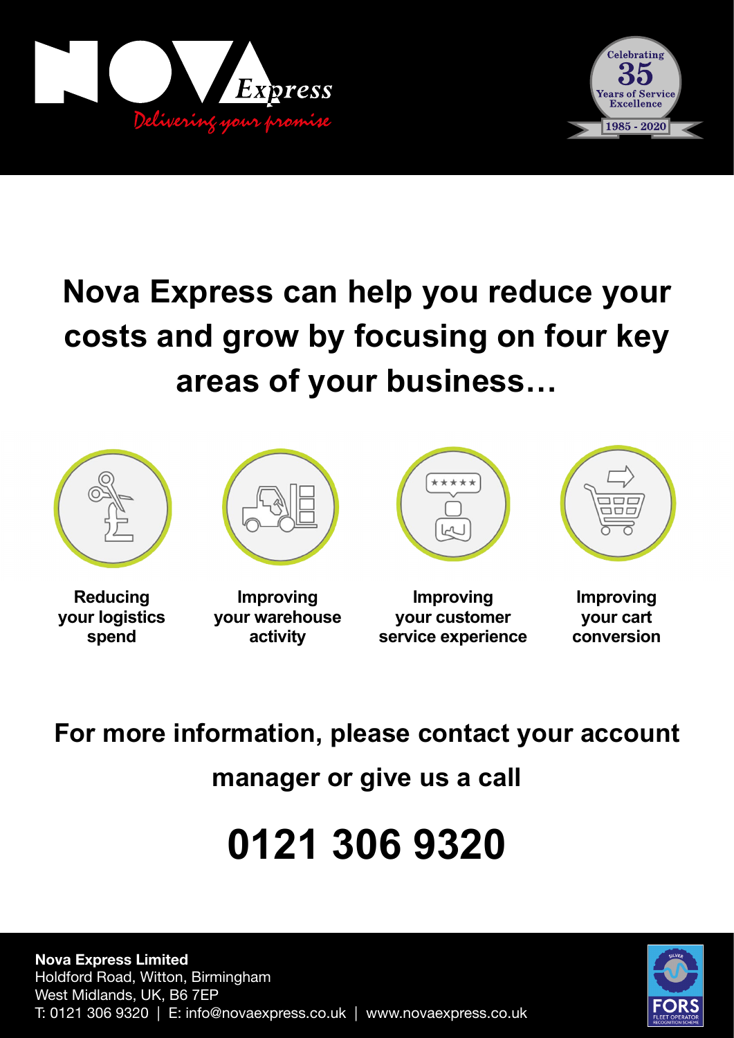Express

*Delivering your promise*

Celebrating 35 Years of Service Excellence 1985 - 2020

# Nova Express can help you reduce your costs and grow by focusing on four key areas of your business…

**Reducing your logistics spend**

**Improving your warehouse activity**

**Improving your customer service experience**

**Improving your cart conversion**

## For more information, please contact your account manager or give us a call

# 0121 306 9320

**Nova Express Limited**
Holdford Road, Witton, Birmingham
West Midlands, UK, B6 7EP
T: 0121 306 9320 | E: info@novaexpress.co.uk | www.novaexpress.co.uk

SILVER FORS FLEET OPERATOR RECOGNITION SCHEME